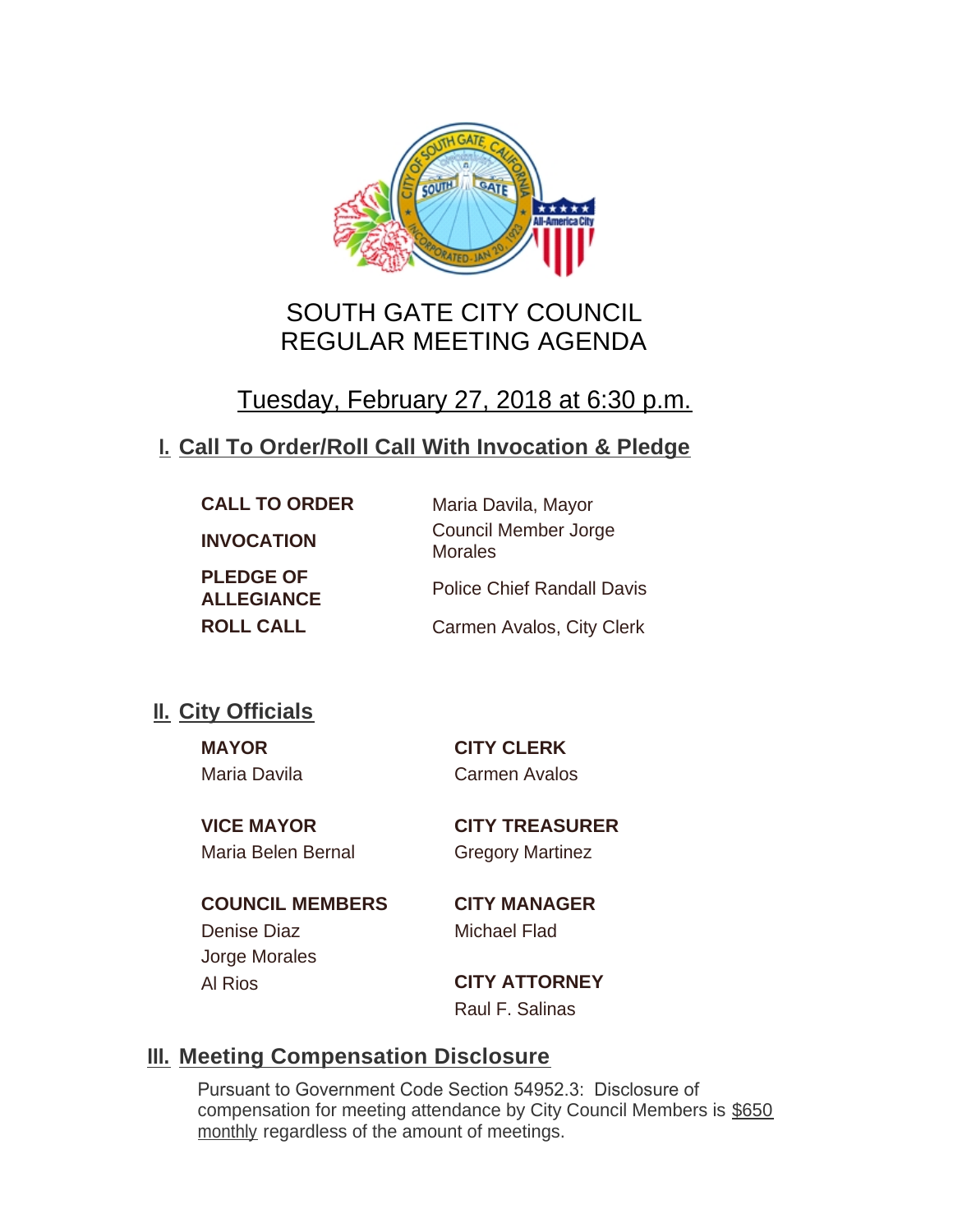# SOUTH GATE CITY COUNCIL
# REGULAR MEETING AGENDA

## Tuesday, February 27, 2018 at 6:30 p.m.

## I. Call To Order/Roll Call With Invocation & Pledge

| | |
|---|---|
| **CALL TO ORDER** | Maria Davila, Mayor |
| **INVOCATION** | Council Member Jorge Morales |
| **PLEDGE OF ALLEGIANCE** | Police Chief Randall Davis |
| **ROLL CALL** | Carmen Avalos, City Clerk |

## II. City Officials

**MAYOR**
Maria Davila

**VICE MAYOR**
Maria Belen Bernal

**COUNCIL MEMBERS**
Denise Diaz
Jorge Morales
Al Rios

**CITY CLERK**
Carmen Avalos

**CITY TREASURER**
Gregory Martinez

**CITY MANAGER**
Michael Flad

**CITY ATTORNEY**
Raul F. Salinas

## III. Meeting Compensation Disclosure

Pursuant to Government Code Section 54952.3: Disclosure of compensation for meeting attendance by City Council Members is $650 monthly regardless of the amount of meetings.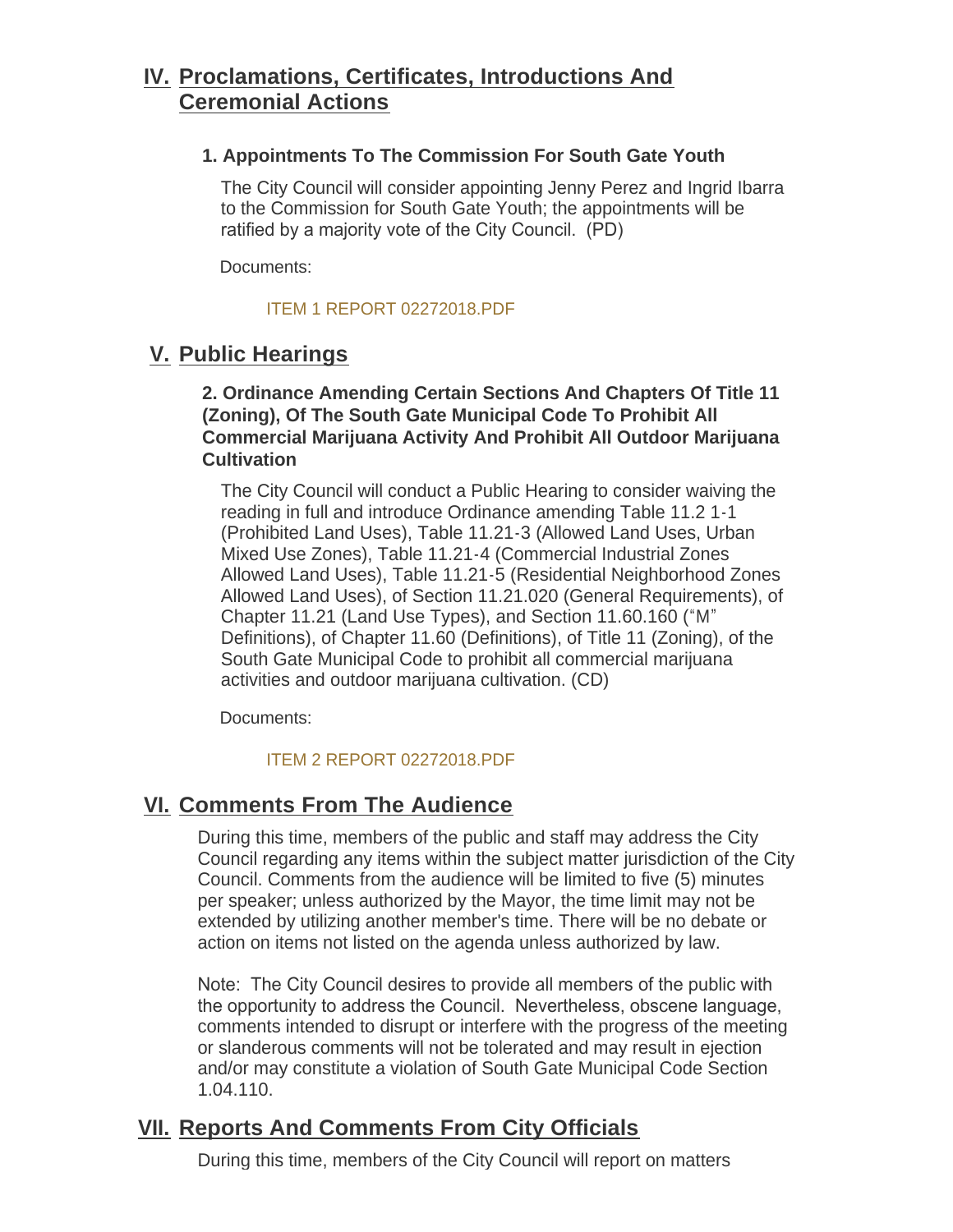## IV. Proclamations, Certificates, Introductions And Ceremonial Actions

### 1. Appointments To The Commission For South Gate Youth

The City Council will consider appointing Jenny Perez and Ingrid Ibarra to the Commission for South Gate Youth; the appointments will be ratified by a majority vote of the City Council. (PD)

Documents:

ITEM 1 REPORT 02272018.PDF

## V. Public Hearings

### 2. Ordinance Amending Certain Sections And Chapters Of Title 11 (Zoning), Of The South Gate Municipal Code To Prohibit All Commercial Marijuana Activity And Prohibit All Outdoor Marijuana Cultivation

The City Council will conduct a Public Hearing to consider waiving the reading in full and introduce Ordinance amending Table 11.2 1-1 (Prohibited Land Uses), Table 11.21-3 (Allowed Land Uses, Urban Mixed Use Zones), Table 11.21-4 (Commercial Industrial Zones Allowed Land Uses), Table 11.21-5 (Residential Neighborhood Zones Allowed Land Uses), of Section 11.21.020 (General Requirements), of Chapter 11.21 (Land Use Types), and Section 11.60.160 ("M" Definitions), of Chapter 11.60 (Definitions), of Title 11 (Zoning), of the South Gate Municipal Code to prohibit all commercial marijuana activities and outdoor marijuana cultivation. (CD)

Documents:

ITEM 2 REPORT 02272018.PDF

## VI. Comments From The Audience

During this time, members of the public and staff may address the City Council regarding any items within the subject matter jurisdiction of the City Council. Comments from the audience will be limited to five (5) minutes per speaker; unless authorized by the Mayor, the time limit may not be extended by utilizing another member's time. There will be no debate or action on items not listed on the agenda unless authorized by law.

Note: The City Council desires to provide all members of the public with the opportunity to address the Council. Nevertheless, obscene language, comments intended to disrupt or interfere with the progress of the meeting or slanderous comments will not be tolerated and may result in ejection and/or may constitute a violation of South Gate Municipal Code Section 1.04.110.

## VII. Reports And Comments From City Officials

During this time, members of the City Council will report on matters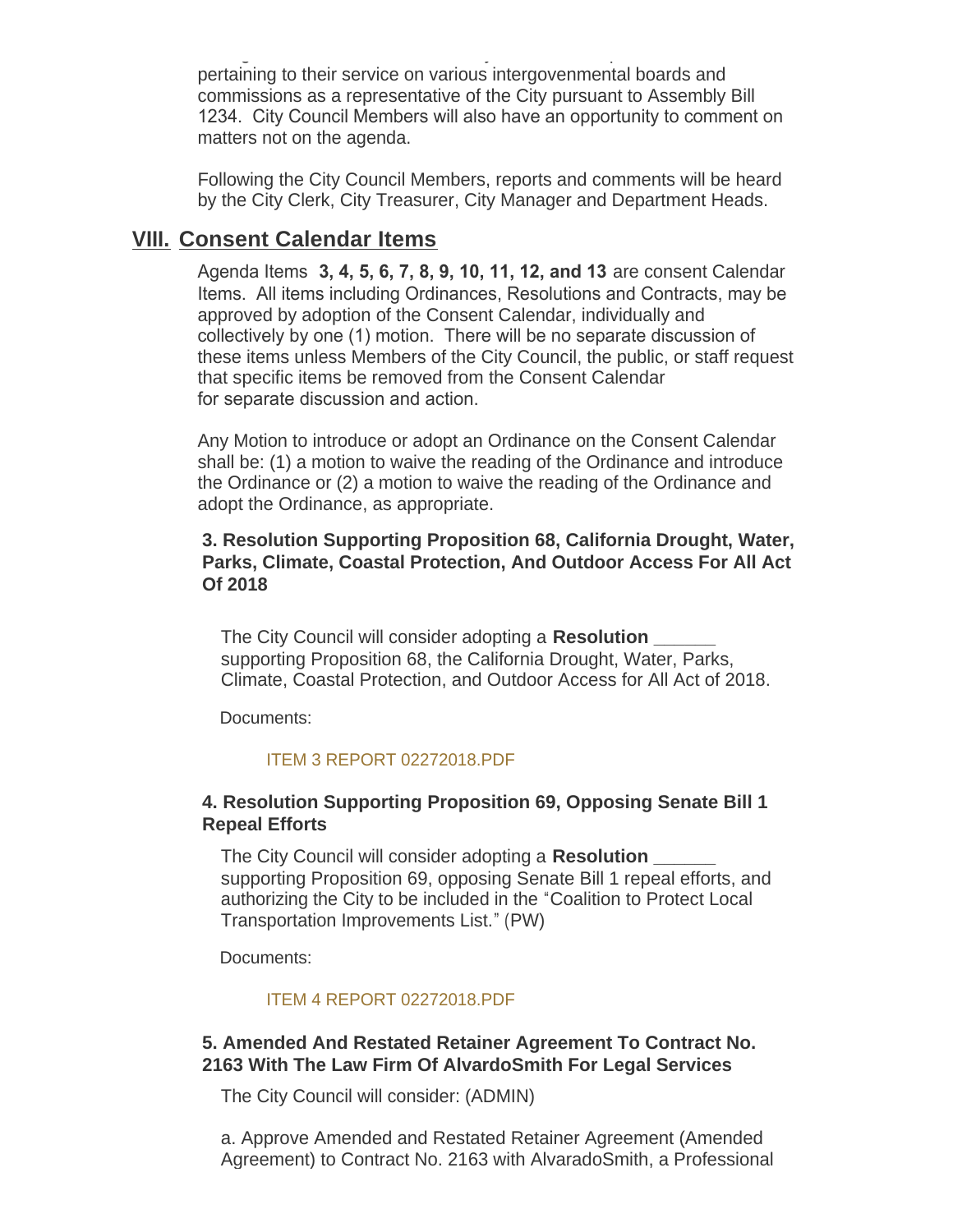pertaining to their service on various intergovenmental boards and commissions as a representative of the City pursuant to Assembly Bill 1234. City Council Members will also have an opportunity to comment on matters not on the agenda.

Following the City Council Members, reports and comments will be heard by the City Clerk, City Treasurer, City Manager and Department Heads.

## VIII. Consent Calendar Items

Agenda Items **3, 4, 5, 6, 7, 8, 9, 10, 11, 12, and 13** are consent Calendar Items. All items including Ordinances, Resolutions and Contracts, may be approved by adoption of the Consent Calendar, individually and collectively by one (1) motion. There will be no separate discussion of these items unless Members of the City Council, the public, or staff request that specific items be removed from the Consent Calendar for separate discussion and action.

Any Motion to introduce or adopt an Ordinance on the Consent Calendar shall be: (1) a motion to waive the reading of the Ordinance and introduce the Ordinance or (2) a motion to waive the reading of the Ordinance and adopt the Ordinance, as appropriate.

### 3. Resolution Supporting Proposition 68, California Drought, Water, Parks, Climate, Coastal Protection, And Outdoor Access For All Act Of 2018

The City Council will consider adopting a **Resolution ______** supporting Proposition 68, the California Drought, Water, Parks, Climate, Coastal Protection, and Outdoor Access for All Act of 2018.

Documents:

ITEM 3 REPORT 02272018.PDF

### 4. Resolution Supporting Proposition 69, Opposing Senate Bill 1 Repeal Efforts

The City Council will consider adopting a **Resolution ______** supporting Proposition 69, opposing Senate Bill 1 repeal efforts, and authorizing the City to be included in the "Coalition to Protect Local Transportation Improvements List." (PW)

Documents:

ITEM 4 REPORT 02272018.PDF

### 5. Amended And Restated Retainer Agreement To Contract No. 2163 With The Law Firm Of AlvardoSmith For Legal Services

The City Council will consider: (ADMIN)

a. Approve Amended and Restated Retainer Agreement (Amended Agreement) to Contract No. 2163 with AlvaradoSmith, a Professional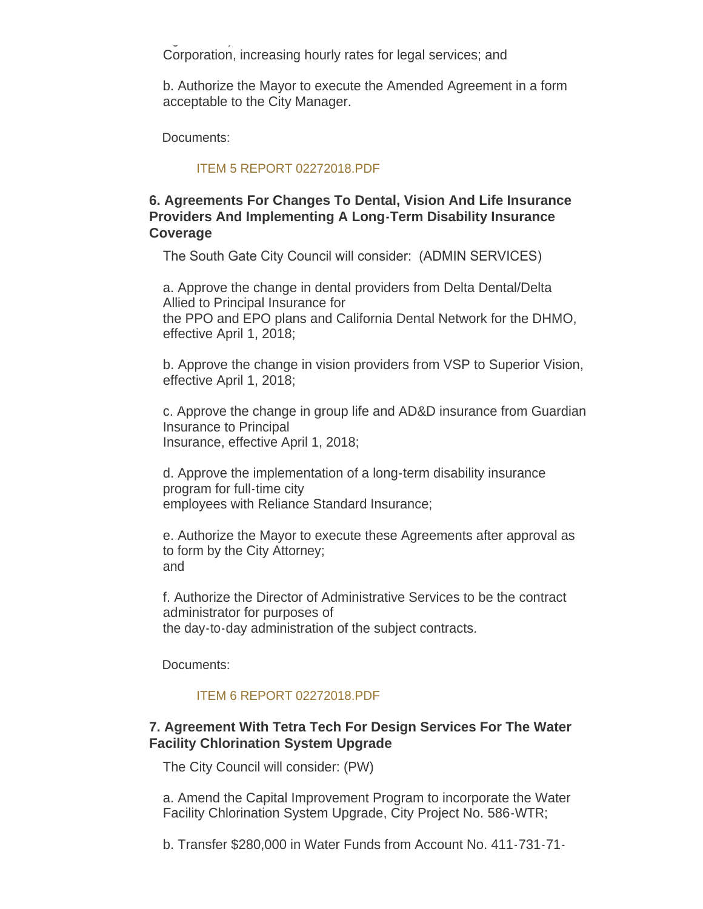Corporation, increasing hourly rates for legal services; and

b. Authorize the Mayor to execute the Amended Agreement in a form acceptable to the City Manager.

Documents:

ITEM 5 REPORT 02272018.PDF

### 6. Agreements For Changes To Dental, Vision And Life Insurance Providers And Implementing A Long-Term Disability Insurance Coverage

The South Gate City Council will consider: (ADMIN SERVICES)

a. Approve the change in dental providers from Delta Dental/Delta Allied to Principal Insurance for
the PPO and EPO plans and California Dental Network for the DHMO, effective April 1, 2018;

b. Approve the change in vision providers from VSP to Superior Vision, effective April 1, 2018;

c. Approve the change in group life and AD&D insurance from Guardian Insurance to Principal
Insurance, effective April 1, 2018;

d. Approve the implementation of a long-term disability insurance program for full-time city
employees with Reliance Standard Insurance;

e. Authorize the Mayor to execute these Agreements after approval as to form by the City Attorney;
and

f. Authorize the Director of Administrative Services to be the contract administrator for purposes of
the day-to-day administration of the subject contracts.

Documents:

ITEM 6 REPORT 02272018.PDF

### 7. Agreement With Tetra Tech For Design Services For The Water Facility Chlorination System Upgrade

The City Council will consider: (PW)

a. Amend the Capital Improvement Program to incorporate the Water Facility Chlorination System Upgrade, City Project No. 586-WTR;

b. Transfer $280,000 in Water Funds from Account No. 411-731-71-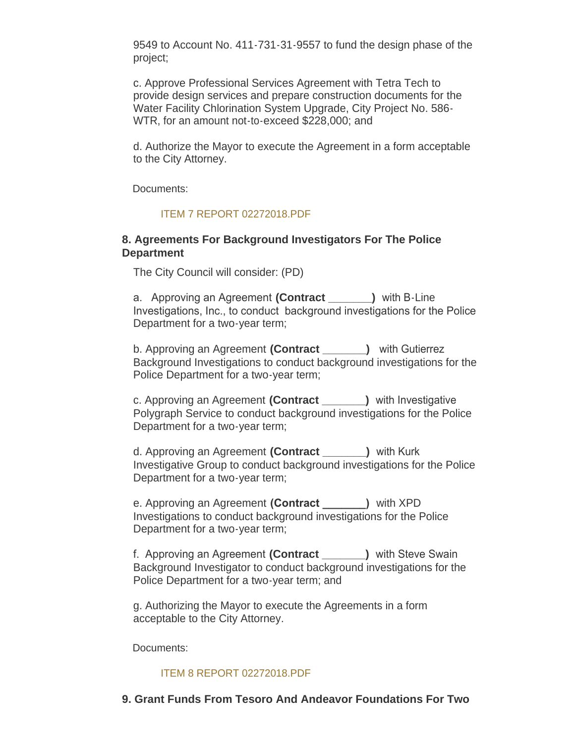9549 to Account No. 411-731-31-9557 to fund the design phase of the project;

c. Approve Professional Services Agreement with Tetra Tech to provide design services and prepare construction documents for the Water Facility Chlorination System Upgrade, City Project No. 586-WTR, for an amount not-to-exceed $228,000; and

d. Authorize the Mayor to execute the Agreement in a form acceptable to the City Attorney.

Documents:

ITEM 7 REPORT 02272018.PDF

### 8. Agreements For Background Investigators For The Police Department

The City Council will consider: (PD)

a. Approving an Agreement **(Contract _______)** with B-Line Investigations, Inc., to conduct background investigations for the Police Department for a two-year term;

b. Approving an Agreement **(Contract _______)** with Gutierrez Background Investigations to conduct background investigations for the Police Department for a two-year term;

c. Approving an Agreement **(Contract _______)** with Investigative Polygraph Service to conduct background investigations for the Police Department for a two-year term;

d. Approving an Agreement **(Contract _______)** with Kurk Investigative Group to conduct background investigations for the Police Department for a two-year term;

e. Approving an Agreement **(Contract _______)** with XPD Investigations to conduct background investigations for the Police Department for a two-year term;

f. Approving an Agreement **(Contract _______)** with Steve Swain Background Investigator to conduct background investigations for the Police Department for a two-year term; and

g. Authorizing the Mayor to execute the Agreements in a form acceptable to the City Attorney.

Documents:

ITEM 8 REPORT 02272018.PDF

### 9. Grant Funds From Tesoro And Andeavor Foundations For Two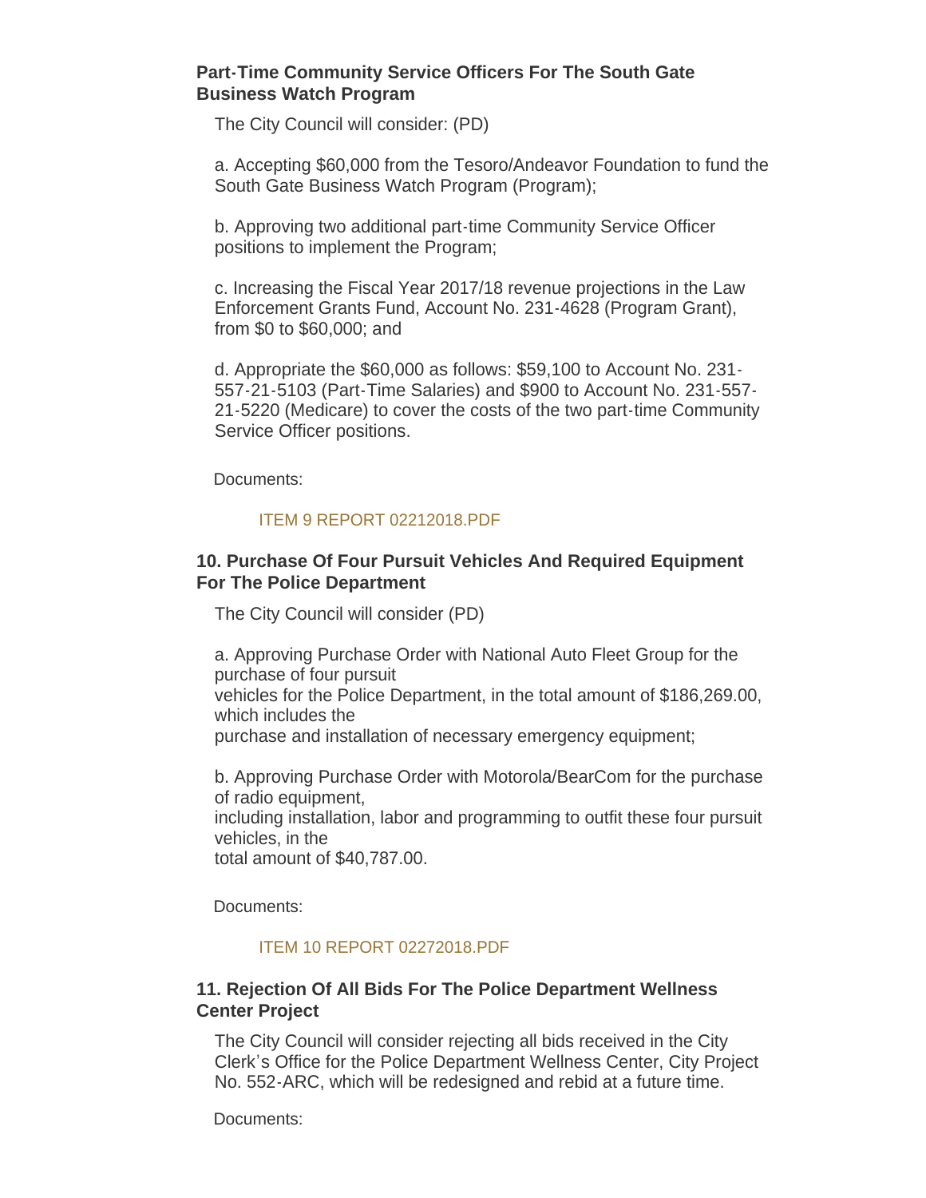### Part-Time Community Service Officers For The South Gate Business Watch Program

The City Council will consider: (PD)

a. Accepting $60,000 from the Tesoro/Andeavor Foundation to fund the South Gate Business Watch Program (Program);

b. Approving two additional part-time Community Service Officer positions to implement the Program;

c. Increasing the Fiscal Year 2017/18 revenue projections in the Law Enforcement Grants Fund, Account No. 231-4628 (Program Grant), from $0 to $60,000; and

d. Appropriate the $60,000 as follows: $59,100 to Account No. 231-557-21-5103 (Part-Time Salaries) and $900 to Account No. 231-557-21-5220 (Medicare) to cover the costs of the two part-time Community Service Officer positions.

Documents:

ITEM 9 REPORT 02212018.PDF

### 10. Purchase Of Four Pursuit Vehicles And Required Equipment For The Police Department

The City Council will consider (PD)

a. Approving Purchase Order with National Auto Fleet Group for the purchase of four pursuit vehicles for the Police Department, in the total amount of $186,269.00, which includes the purchase and installation of necessary emergency equipment;

b. Approving Purchase Order with Motorola/BearCom for the purchase of radio equipment, including installation, labor and programming to outfit these four pursuit vehicles, in the total amount of $40,787.00.

Documents:

ITEM 10 REPORT 02272018.PDF

### 11. Rejection Of All Bids For The Police Department Wellness Center Project

The City Council will consider rejecting all bids received in the City Clerk's Office for the Police Department Wellness Center, City Project No. 552-ARC, which will be redesigned and rebid at a future time.

Documents: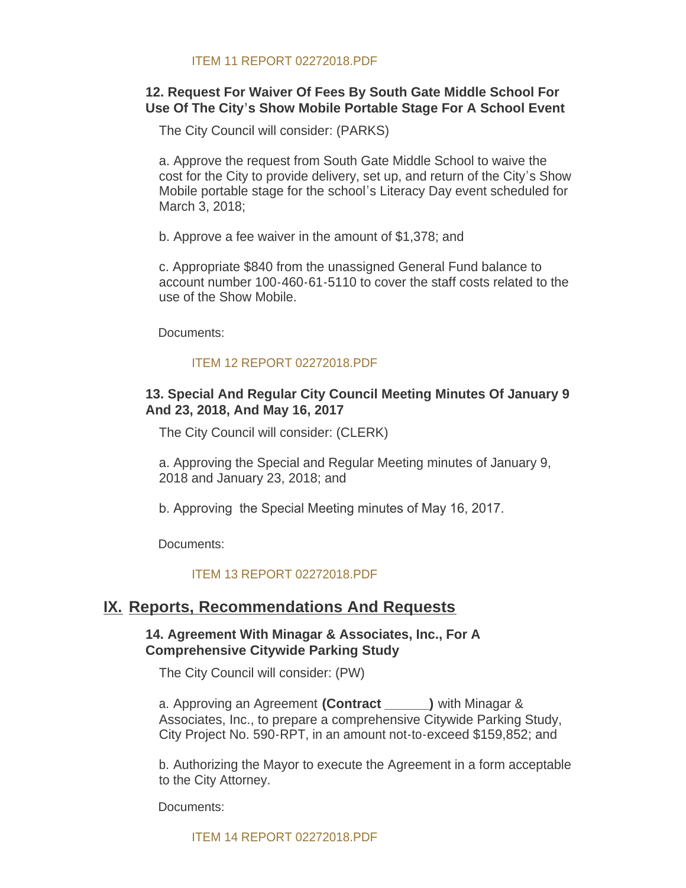ITEM 11 REPORT 02272018.PDF

### 12. Request For Waiver Of Fees By South Gate Middle School For Use Of The City's Show Mobile Portable Stage For A School Event

The City Council will consider: (PARKS)

a. Approve the request from South Gate Middle School to waive the cost for the City to provide delivery, set up, and return of the City's Show Mobile portable stage for the school's Literacy Day event scheduled for March 3, 2018;

b. Approve a fee waiver in the amount of $1,378; and

c. Appropriate $840 from the unassigned General Fund balance to account number 100-460-61-5110 to cover the staff costs related to the use of the Show Mobile.

Documents:

ITEM 12 REPORT 02272018.PDF

### 13. Special And Regular City Council Meeting Minutes Of January 9 And 23, 2018, And May 16, 2017

The City Council will consider: (CLERK)

a. Approving the Special and Regular Meeting minutes of January 9, 2018 and January 23, 2018; and

b. Approving the Special Meeting minutes of May 16, 2017.

Documents:

ITEM 13 REPORT 02272018.PDF

## IX. Reports, Recommendations And Requests

### 14. Agreement With Minagar & Associates, Inc., For A Comprehensive Citywide Parking Study

The City Council will consider: (PW)

a. Approving an Agreement **(Contract ______)** with Minagar & Associates, Inc., to prepare a comprehensive Citywide Parking Study, City Project No. 590-RPT, in an amount not-to-exceed $159,852; and

b. Authorizing the Mayor to execute the Agreement in a form acceptable to the City Attorney.

Documents:

ITEM 14 REPORT 02272018.PDF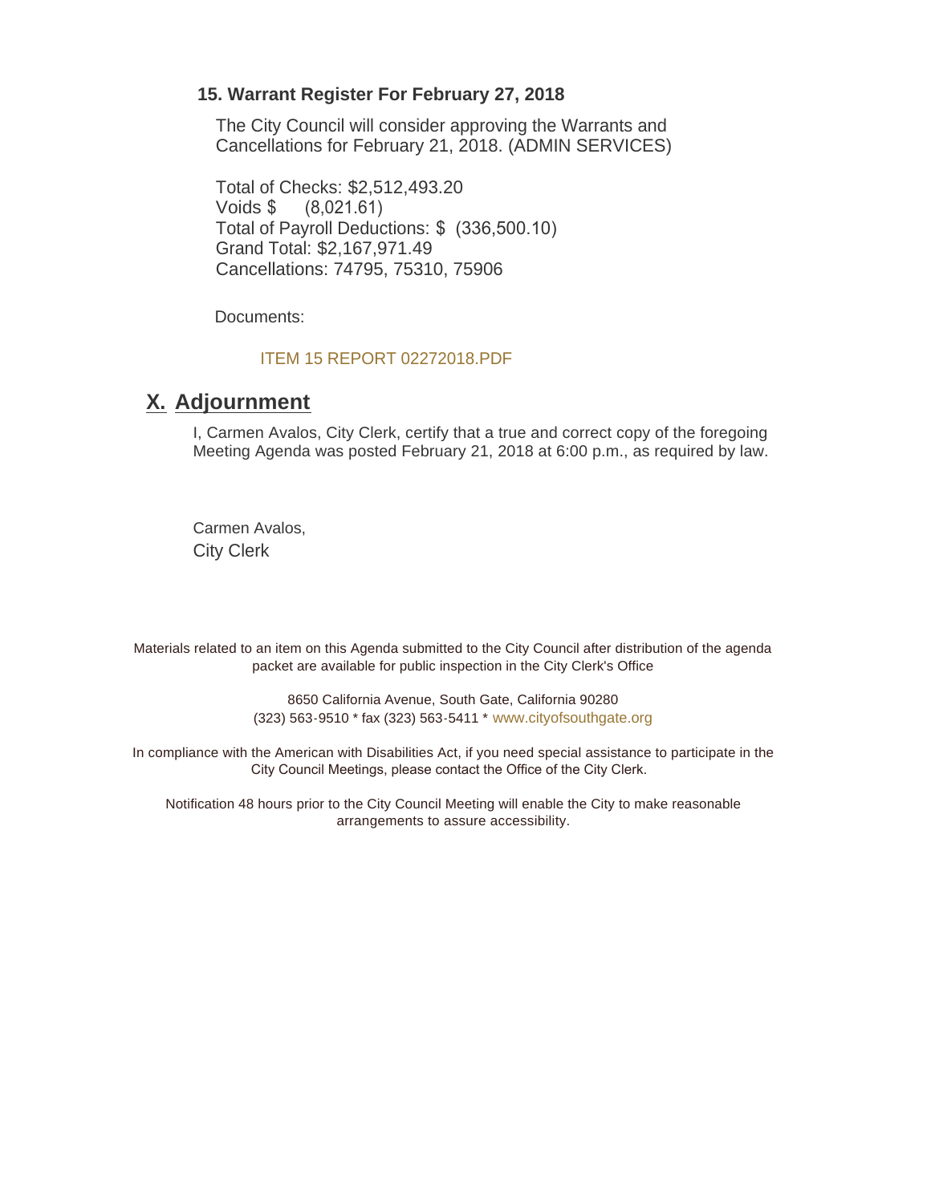### 15. Warrant Register For February 27, 2018

The City Council will consider approving the Warrants and Cancellations for February 21, 2018. (ADMIN SERVICES)

Total of Checks: $2,512,493.20
Voids $ (8,021.61)
Total of Payroll Deductions: $ (336,500.10)
Grand Total: $2,167,971.49
Cancellations: 74795, 75310, 75906

Documents:

ITEM 15 REPORT 02272018.PDF

## X. Adjournment

I, Carmen Avalos, City Clerk, certify that a true and correct copy of the foregoing Meeting Agenda was posted February 21, 2018 at 6:00 p.m., as required by law.

Carmen Avalos,
City Clerk

Materials related to an item on this Agenda submitted to the City Council after distribution of the agenda packet are available for public inspection in the City Clerk's Office

8650 California Avenue, South Gate, California 90280
(323) 563-9510 * fax (323) 563-5411 * www.cityofsouthgate.org

In compliance with the American with Disabilities Act, if you need special assistance to participate in the City Council Meetings, please contact the Office of the City Clerk.

Notification 48 hours prior to the City Council Meeting will enable the City to make reasonable arrangements to assure accessibility.